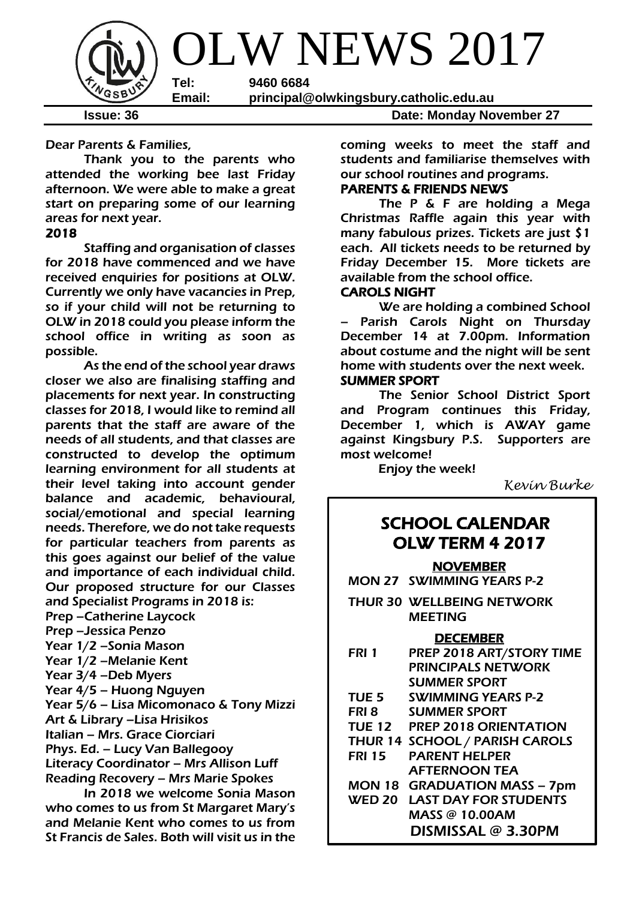# OLW NEWS 2017

**Tel:** 9460 6684
**Email:** principal@olwkingsbury.catholic.edu.au

**Issue: 36** **Date: Monday November 27**

Dear Parents & Families,

Thank you to the parents who attended the working bee last Friday afternoon. We were able to make a great start on preparing some of our learning areas for next year.

**2018**

Staffing and organisation of classes for 2018 have commenced and we have received enquiries for positions at OLW. Currently we only have vacancies in Prep, so if your child will not be returning to OLW in 2018 could you please inform the school office in writing as soon as possible.

As the end of the school year draws closer we also are finalising staffing and placements for next year. In constructing classes for 2018, I would like to remind all parents that the staff are aware of the needs of all students, and that classes are constructed to develop the optimum learning environment for all students at their level taking into account gender balance and academic, behavioural, social/emotional and special learning needs. Therefore, we do not take requests for particular teachers from parents as this goes against our belief of the value and importance of each individual child. Our proposed structure for our Classes and Specialist Programs in 2018 is:

Prep –Catherine Laycock
Prep –Jessica Penzo
Year 1/2 –Sonia Mason
Year 1/2 –Melanie Kent
Year 3/4 –Deb Myers
Year 4/5 – Huong Nguyen
Year 5/6 – Lisa Micomonaco & Tony Mizzi
Art & Library –Lisa Hrisikos
Italian – Mrs. Grace Ciorciari
Phys. Ed. – Lucy Van Ballegooy
Literacy Coordinator – Mrs Allison Luff
Reading Recovery – Mrs Marie Spokes

In 2018 we welcome Sonia Mason who comes to us from St Margaret Mary's and Melanie Kent who comes to us from St Francis de Sales. Both will visit us in the coming weeks to meet the staff and students and familiarise themselves with our school routines and programs.

**PARENTS & FRIENDS NEWS**

The P & F are holding a Mega Christmas Raffle again this year with many fabulous prizes. Tickets are just $1 each. All tickets needs to be returned by Friday December 15. More tickets are available from the school office.

**CAROLS NIGHT**

We are holding a combined School – Parish Carols Night on Thursday December 14 at 7.00pm. Information about costume and the night will be sent home with students over the next week.

**SUMMER SPORT**

The Senior School District Sport and Program continues this Friday, December 1, which is AWAY game against Kingsbury P.S. Supporters are most welcome!

Enjoy the week!

*Kevin Burke*

## SCHOOL CALENDAR OLW TERM 4 2017

**NOVEMBER**

| | |
|---|---|
| MON 27 | SWIMMING YEARS P-2 |
| THUR 30 | WELLBEING NETWORK MEETING |

**DECEMBER**

| | |
|---|---|
| FRI 1 | PREP 2018 ART/STORY TIME<br>PRINCIPALS NETWORK<br>SUMMER SPORT |
| TUE 5 | SWIMMING YEARS P-2 |
| FRI 8 | SUMMER SPORT |
| TUE 12 | PREP 2018 ORIENTATION |
| THUR 14 | SCHOOL / PARISH CAROLS |
| FRI 15 | PARENT HELPER AFTERNOON TEA |
| MON 18 | GRADUATION MASS – 7pm |
| WED 20 | LAST DAY FOR STUDENTS<br>MASS @ 10.00AM<br>DISMISSAL @ 3.30PM |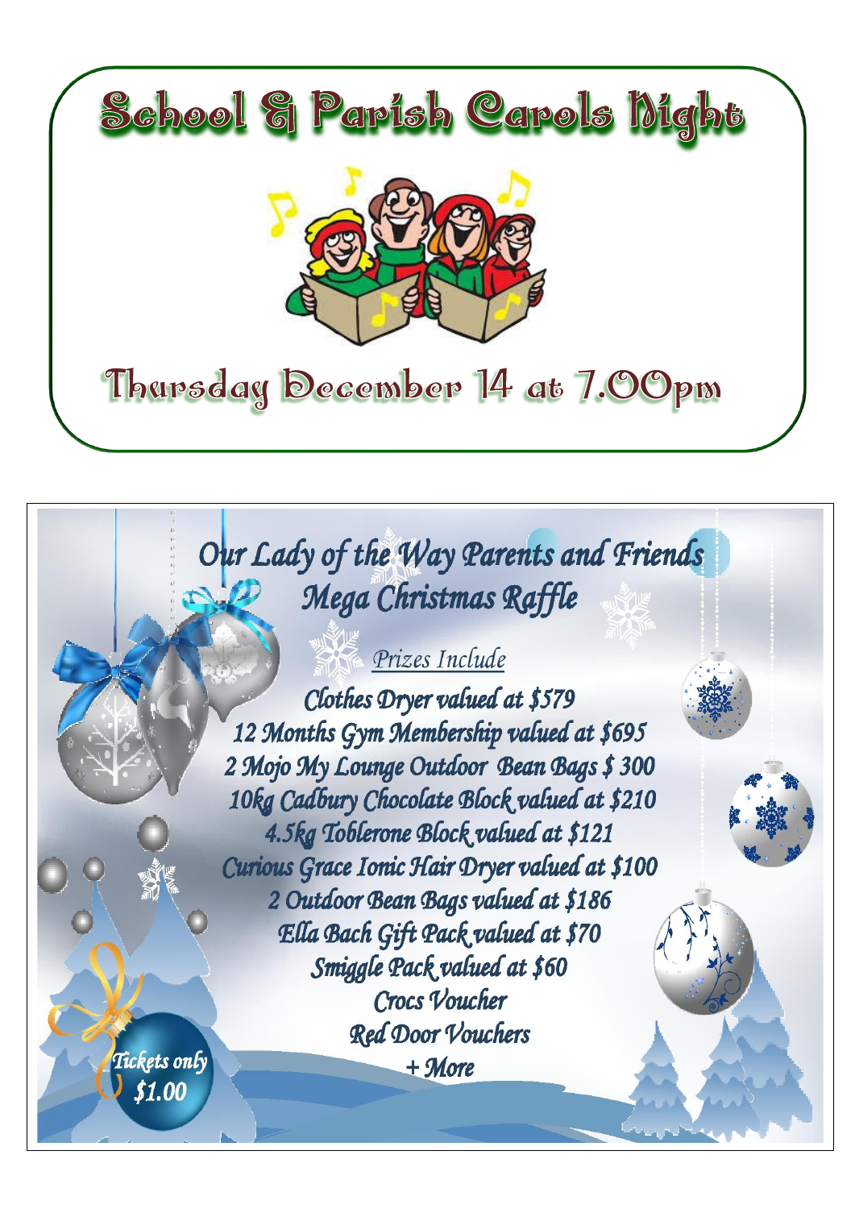# School & Parish Carols Night

## Thursday December 14 at 7.00pm

# Our Lady of the Way Parents and Friends Mega Christmas Raffle

*Prizes Include*

*Clothes Dryer valued at $579*
*12 Months Gym Membership valued at $695*
*2 Mojo My Lounge Outdoor Bean Bags $ 300*
*10kg Cadbury Chocolate Block valued at $210*
*4.5kg Toblerone Block valued at $121*
*Curious Grace Ionic Hair Dryer valued at $100*
*2 Outdoor Bean Bags valued at $186*
*Ella Bach Gift Pack valued at $70*
*Smiggle Pack valued at $60*
*Crocs Voucher*
*Red Door Vouchers*
*+ More*

*Tickets only $1.00*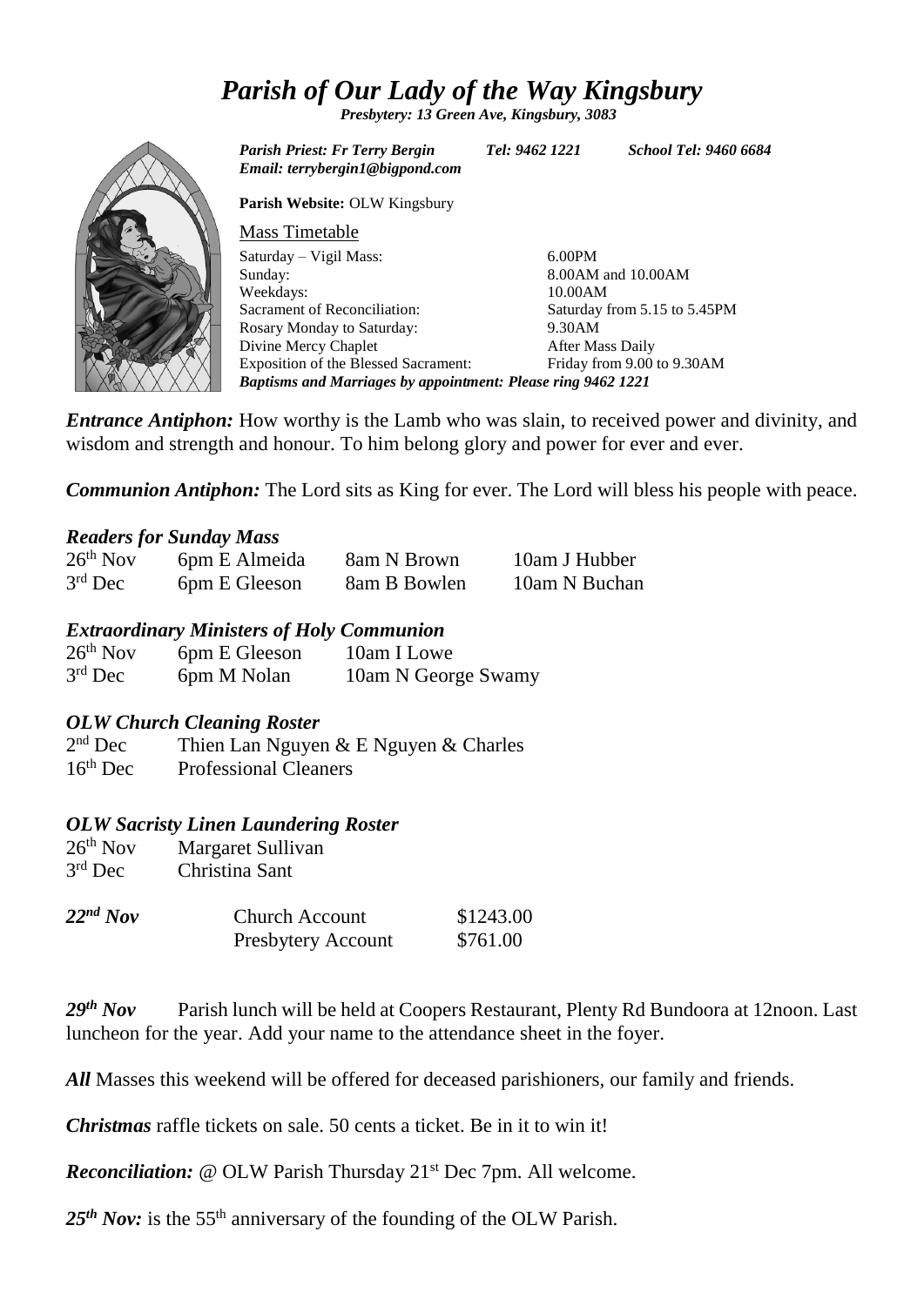# *Parish of Our Lady of the Way Kingsbury*

***Presbytery: 13 Green Ave, Kingsbury, 3083***

***Parish Priest: Fr Terry Bergin*** ***Tel: 9462 1221*** ***School Tel: 9460 6684***
***Email: terrybergin1@bigpond.com***

**Parish Website:** OLW Kingsbury

Mass Timetable

| | |
|---|---|
| Saturday – Vigil Mass: | 6.00PM |
| Sunday: | 8.00AM and 10.00AM |
| Weekdays: | 10.00AM |
| Sacrament of Reconciliation: | Saturday from 5.15 to 5.45PM |
| Rosary Monday to Saturday: | 9.30AM |
| Divine Mercy Chaplet | After Mass Daily |
| Exposition of the Blessed Sacrament: | Friday from 9.00 to 9.30AM |

***Baptisms and Marriages by appointment: Please ring 9462 1221***

***Entrance Antiphon:*** How worthy is the Lamb who was slain, to received power and divinity, and wisdom and strength and honour. To him belong glory and power for ever and ever.

***Communion Antiphon:*** The Lord sits as King for ever. The Lord will bless his people with peace.

### *Readers for Sunday Mass*

| | | | |
|---|---|---|---|
| 26th Nov | 6pm E Almeida | 8am N Brown | 10am J Hubber |
| 3rd Dec | 6pm E Gleeson | 8am B Bowlen | 10am N Buchan |

### *Extraordinary Ministers of Holy Communion*

| | | |
|---|---|---|
| 26th Nov | 6pm E Gleeson | 10am I Lowe |
| 3rd Dec | 6pm M Nolan | 10am N George Swamy |

### *OLW Church Cleaning Roster*

| | |
|---|---|
| 2nd Dec | Thien Lan Nguyen & E Nguyen & Charles |
| 16th Dec | Professional Cleaners |

### *OLW Sacristy Linen Laundering Roster*

| | |
|---|---|
| 26th Nov | Margaret Sullivan |
| 3rd Dec | Christina Sant |

| | | |
|---|---|---|
| ***22nd Nov*** | Church Account | $1243.00 |
| | Presbytery Account | $761.00 |

***29th Nov*** Parish lunch will be held at Coopers Restaurant, Plenty Rd Bundoora at 12noon. Last luncheon for the year. Add your name to the attendance sheet in the foyer.

***All*** Masses this weekend will be offered for deceased parishioners, our family and friends.

***Christmas*** raffle tickets on sale. 50 cents a ticket. Be in it to win it!

***Reconciliation:*** @ OLW Parish Thursday 21st Dec 7pm. All welcome.

***25th Nov:*** is the 55th anniversary of the founding of the OLW Parish.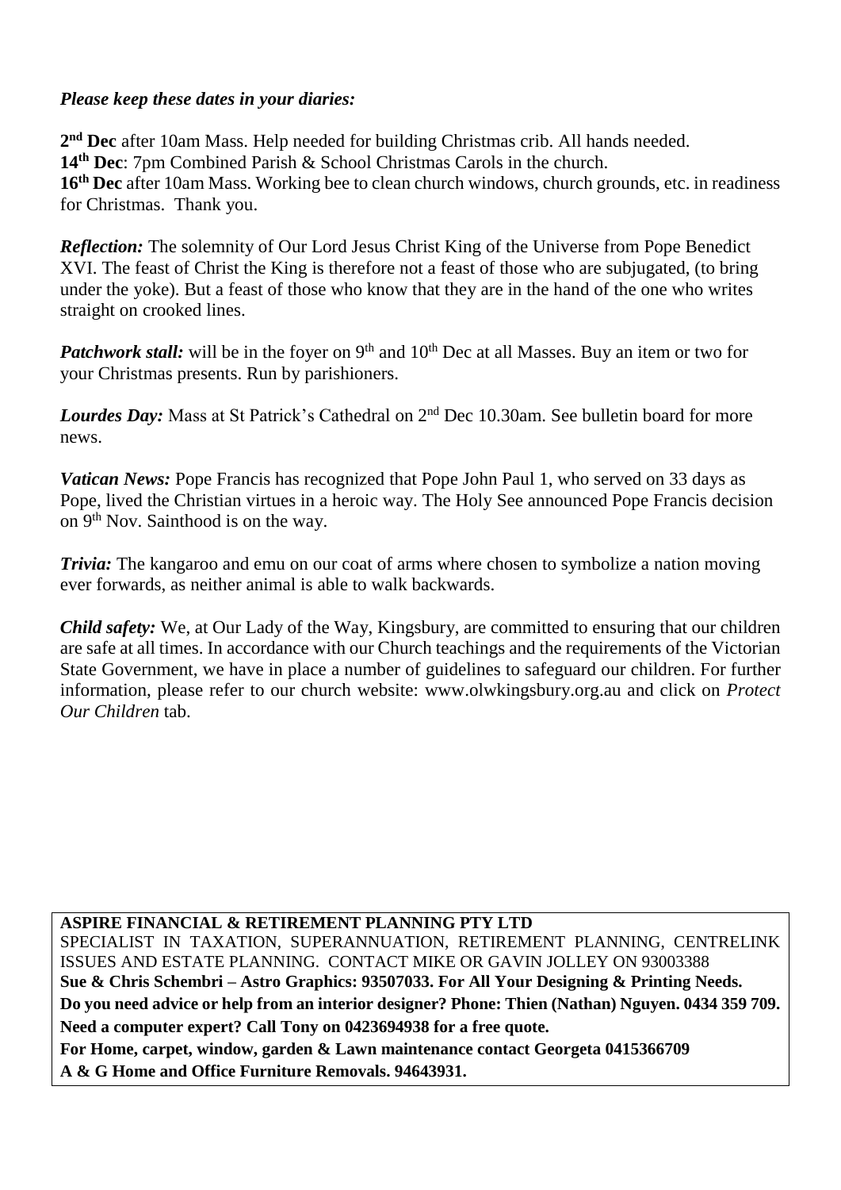***Please keep these dates in your diaries:***

**2nd Dec** after 10am Mass. Help needed for building Christmas crib. All hands needed.
**14th Dec**: 7pm Combined Parish & School Christmas Carols in the church.
**16th Dec** after 10am Mass. Working bee to clean church windows, church grounds, etc. in readiness for Christmas. Thank you.

***Reflection:*** The solemnity of Our Lord Jesus Christ King of the Universe from Pope Benedict XVI. The feast of Christ the King is therefore not a feast of those who are subjugated, (to bring under the yoke). But a feast of those who know that they are in the hand of the one who writes straight on crooked lines.

***Patchwork stall:*** will be in the foyer on 9th and 10th Dec at all Masses. Buy an item or two for your Christmas presents. Run by parishioners.

***Lourdes Day:*** Mass at St Patrick's Cathedral on 2nd Dec 10.30am. See bulletin board for more news.

***Vatican News:*** Pope Francis has recognized that Pope John Paul 1, who served on 33 days as Pope, lived the Christian virtues in a heroic way. The Holy See announced Pope Francis decision on 9th Nov. Sainthood is on the way.

***Trivia:*** The kangaroo and emu on our coat of arms where chosen to symbolize a nation moving ever forwards, as neither animal is able to walk backwards.

***Child safety:*** We, at Our Lady of the Way, Kingsbury, are committed to ensuring that our children are safe at all times. In accordance with our Church teachings and the requirements of the Victorian State Government, we have in place a number of guidelines to safeguard our children. For further information, please refer to our church website: www.olwkingsbury.org.au and click on *Protect Our Children* tab.

**ASPIRE FINANCIAL & RETIREMENT PLANNING PTY LTD**
SPECIALIST IN TAXATION, SUPERANNUATION, RETIREMENT PLANNING, CENTRELINK ISSUES AND ESTATE PLANNING. CONTACT MIKE OR GAVIN JOLLEY ON 93003388
**Sue & Chris Schembri – Astro Graphics: 93507033. For All Your Designing & Printing Needs.**
**Do you need advice or help from an interior designer? Phone: Thien (Nathan) Nguyen. 0434 359 709.**
**Need a computer expert? Call Tony on 0423694938 for a free quote.**
**For Home, carpet, window, garden & Lawn maintenance contact Georgeta 0415366709**
**A & G Home and Office Furniture Removals. 94643931.**